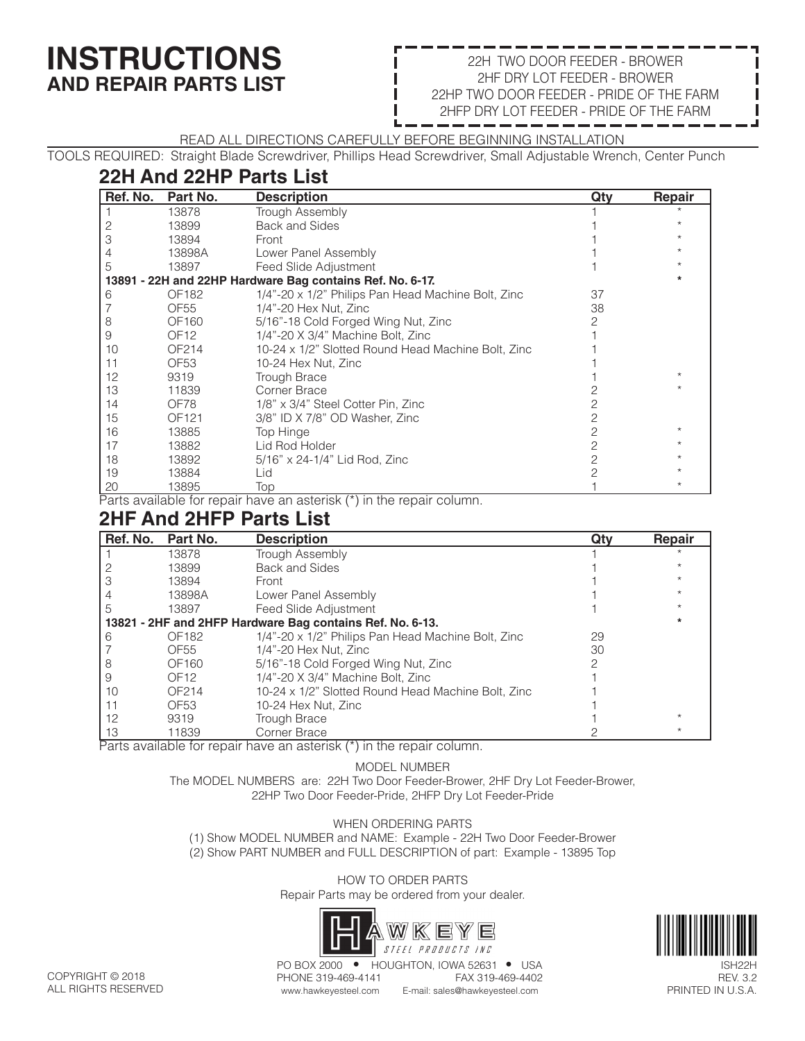# INSTRUCTIONS
## AND REPAIR PARTS LIST

22H TWO DOOR FEEDER - BROWER
2HF DRY LOT FEEDER - BROWER
22HP TWO DOOR FEEDER - PRIDE OF THE FARM
2HFP DRY LOT FEEDER - PRIDE OF THE FARM

READ ALL DIRECTIONS CAREFULLY BEFORE BEGINNING INSTALLATION

TOOLS REQUIRED: Straight Blade Screwdriver, Phillips Head Screwdriver, Small Adjustable Wrench, Center Punch

## 22H And 22HP Parts List

| Ref. No. | Part No. | Description | Qty | Repair |
|---|---|---|---|---|
| 1 | 13878 | Trough Assembly | 1 | * |
| 2 | 13899 | Back and Sides | 1 | * |
| 3 | 13894 | Front | 1 | * |
| 4 | 13898A | Lower Panel Assembly | 1 | * |
| 5 | 13897 | Feed Slide Adjustment | 1 | * |
| **13891 - 22H and 22HP Hardware Bag contains Ref. No. 6-17.** | | | | **\*** |
| 6 | OF182 | 1/4"-20 x 1/2" Philips Pan Head Machine Bolt, Zinc | 37 | |
| 7 | OF55 | 1/4"-20 Hex Nut, Zinc | 38 | |
| 8 | OF160 | 5/16"-18 Cold Forged Wing Nut, Zinc | 2 | |
| 9 | OF12 | 1/4"-20 X 3/4" Machine Bolt, Zinc | 1 | |
| 10 | OF214 | 10-24 x 1/2" Slotted Round Head Machine Bolt, Zinc | 1 | |
| 11 | OF53 | 10-24 Hex Nut, Zinc | 1 | |
| 12 | 9319 | Trough Brace | 1 | * |
| 13 | 11839 | Corner Brace | 2 | * |
| 14 | OF78 | 1/8" x 3/4" Steel Cotter Pin, Zinc | 2 | |
| 15 | OF121 | 3/8" ID X 7/8" OD Washer, Zinc | 2 | |
| 16 | 13885 | Top Hinge | 2 | * |
| 17 | 13882 | Lid Rod Holder | 2 | * |
| 18 | 13892 | 5/16" x 24-1/4" Lid Rod, Zinc | 2 | * |
| 19 | 13884 | Lid | 2 | * |
| 20 | 13895 | Top | 1 | * |

Parts available for repair have an asterisk (*) in the repair column.

## 2HF And 2HFP Parts List

| Ref. No. | Part No. | Description | Qty | Repair |
|---|---|---|---|---|
| 1 | 13878 | Trough Assembly | 1 | * |
| 2 | 13899 | Back and Sides | 1 | * |
| 3 | 13894 | Front | 1 | * |
| 4 | 13898A | Lower Panel Assembly | 1 | * |
| 5 | 13897 | Feed Slide Adjustment | 1 | * |
| **13821 - 2HF and 2HFP Hardware Bag contains Ref. No. 6-13.** | | | | **\*** |
| 6 | OF182 | 1/4"-20 x 1/2" Philips Pan Head Machine Bolt, Zinc | 29 | |
| 7 | OF55 | 1/4"-20 Hex Nut, Zinc | 30 | |
| 8 | OF160 | 5/16"-18 Cold Forged Wing Nut, Zinc | 2 | |
| 9 | OF12 | 1/4"-20 X 3/4" Machine Bolt, Zinc | 1 | |
| 10 | OF214 | 10-24 x 1/2" Slotted Round Head Machine Bolt, Zinc | 1 | |
| 11 | OF53 | 10-24 Hex Nut, Zinc | 1 | |
| 12 | 9319 | Trough Brace | 1 | * |
| 13 | 11839 | Corner Brace | 2 | * |

Parts available for repair have an asterisk (*) in the repair column.

MODEL NUMBER

The MODEL NUMBERS are: 22H Two Door Feeder-Brower, 2HF Dry Lot Feeder-Brower, 22HP Two Door Feeder-Pride, 2HFP Dry Lot Feeder-Pride

WHEN ORDERING PARTS

(1) Show MODEL NUMBER and NAME: Example - 22H Two Door Feeder-Brower
(2) Show PART NUMBER and FULL DESCRIPTION of part: Example - 13895 Top

HOW TO ORDER PARTS

Repair Parts may be ordered from your dealer.

HAWKEYE STEEL PRODUCTS INC

PO BOX 2000 • HOUGHTON, IOWA 52631 • USA
PHONE 319-469-4141 FAX 319-469-4402
www.hawkeyesteel.com E-mail: sales@hawkeyesteel.com

COPYRIGHT © 2018
ALL RIGHTS RESERVED

ISH22H
REV. 3.2
PRINTED IN U.S.A.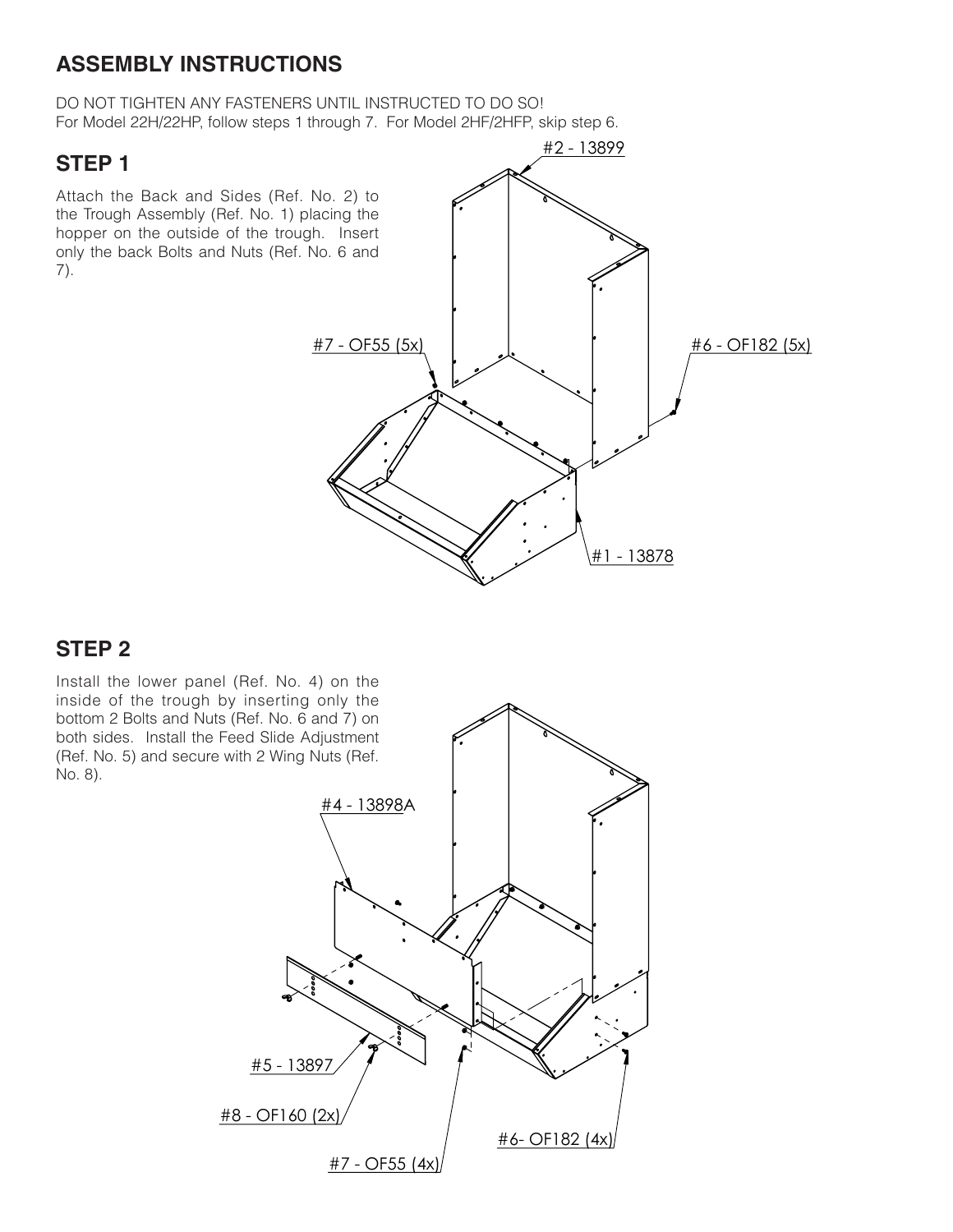## ASSEMBLY INSTRUCTIONS

DO NOT TIGHTEN ANY FASTENERS UNTIL INSTRUCTED TO DO SO!
For Model 22H/22HP, follow steps 1 through 7. For Model 2HF/2HFP, skip step 6.

### STEP 1

Attach the Back and Sides (Ref. No. 2) to the Trough Assembly (Ref. No. 1) placing the hopper on the outside of the trough. Insert only the back Bolts and Nuts (Ref. No. 6 and 7).

#2 - 13899

#7 - OF55 (5x)

#6 - OF182 (5x)

#1 - 13878

### STEP 2

Install the lower panel (Ref. No. 4) on the inside of the trough by inserting only the bottom 2 Bolts and Nuts (Ref. No. 6 and 7) on both sides. Install the Feed Slide Adjustment (Ref. No. 5) and secure with 2 Wing Nuts (Ref. No. 8).

#4 - 13898A

#5 - 13897

#8 - OF160 (2x)

#6- OF182 (4x)

#7 - OF55 (4x)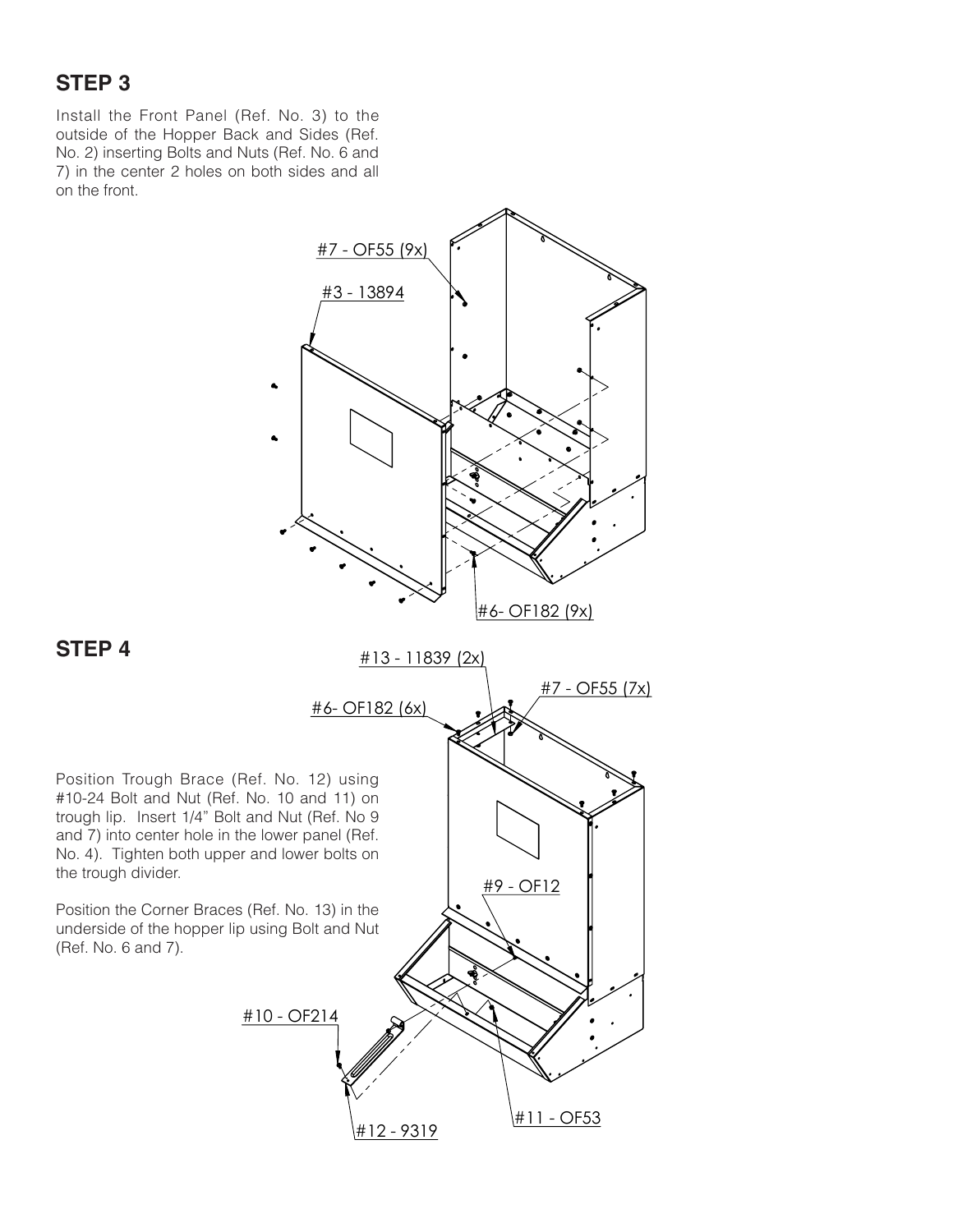## STEP 3

Install the Front Panel (Ref. No. 3) to the outside of the Hopper Back and Sides (Ref. No. 2) inserting Bolts and Nuts (Ref. No. 6 and 7) in the center 2 holes on both sides and all on the front.

#7 - OF55 (9x)

#3 - 13894

#6- OF182 (9x)

## STEP 4

#13 - 11839 (2x)

#7 - OF55 (7x)

#6- OF182 (6x)

Position Trough Brace (Ref. No. 12) using #10-24 Bolt and Nut (Ref. No. 10 and 11) on trough lip. Insert 1/4" Bolt and Nut (Ref. No 9 and 7) into center hole in the lower panel (Ref. No. 4). Tighten both upper and lower bolts on the trough divider.

Position the Corner Braces (Ref. No. 13) in the underside of the hopper lip using Bolt and Nut (Ref. No. 6 and 7).

#9 - OF12

#10 - OF214

#11 - OF53

#12 - 9319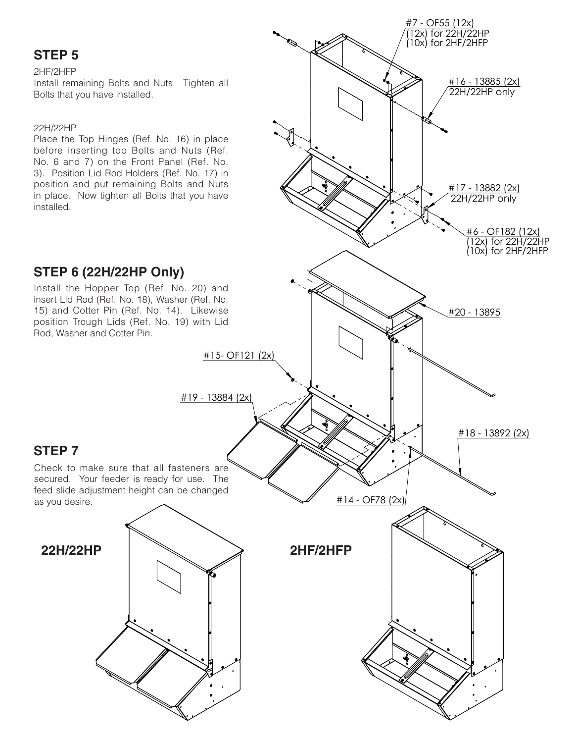## STEP 5

2HF/2HFP
Install remaining Bolts and Nuts. Tighten all Bolts that you have installed.

22H/22HP
Place the Top Hinges (Ref. No. 16) in place before inserting top Bolts and Nuts (Ref. No. 6 and 7) on the Front Panel (Ref. No. 3). Position Lid Rod Holders (Ref. No. 17) in position and put remaining Bolts and Nuts in place. Now tighten all Bolts that you have installed.

#7 - OF55 (12x)
(12x) for 22H/22HP
(10x) for 2HF/2HFP

#16 - 13885 (2x)
22H/22HP only

#17 - 13882 (2x)
22H/22HP only

#6 - OF182 (12x)
(12x) for 22H/22HP
(10x) for 2HF/2HFP

## STEP 6 (22H/22HP Only)

Install the Hopper Top (Ref. No. 20) and insert Lid Rod (Ref. No. 18), Washer (Ref. No. 15) and Cotter Pin (Ref. No. 14). Likewise position Trough Lids (Ref. No. 19) with Lid Rod, Washer and Cotter Pin.

#20 - 13895

#15- OF121 (2x)

#19 - 13884 (2x)

#18 - 13892 (2x)

#14 - OF78 (2x)

## STEP 7

Check to make sure that all fasteners are secured. Your feeder is ready for use. The feed slide adjustment height can be changed as you desire.

**22H/22HP**

**2HF/2HFP**